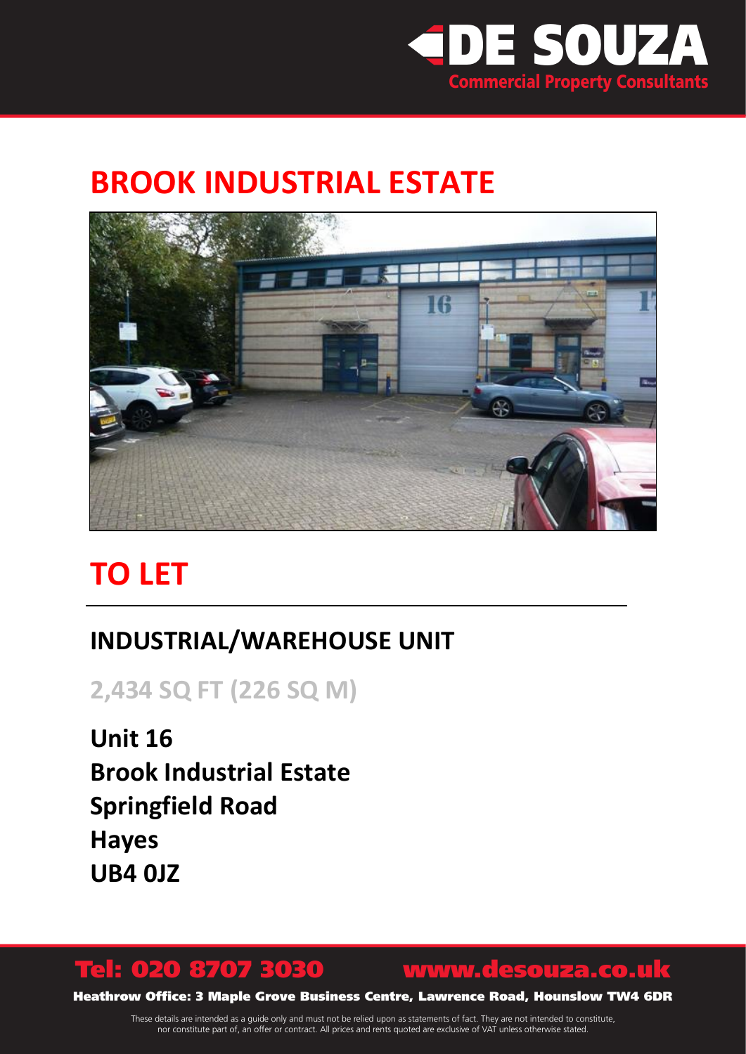DE SOUZA

Commercial Property Consultants

# BROOK INDUSTRIAL ESTATE

# TO LET

## INDUSTRIAL/WAREHOUSE UNIT

### 2,434 SQ FT (226 SQ M)

**Unit 16**
**Brook Industrial Estate**
**Springfield Road**
**Hayes**
**UB4 0JZ**

**Tel: 020 8707 3030** **www.desouza.co.uk**

**Heathrow Office: 3 Maple Grove Business Centre, Lawrence Road, Hounslow TW4 6DR**

These details are intended as a guide only and must not be relied upon as statements of fact. They are not intended to constitute, nor constitute part of, an offer or contract. All prices and rents quoted are exclusive of VAT unless otherwise stated.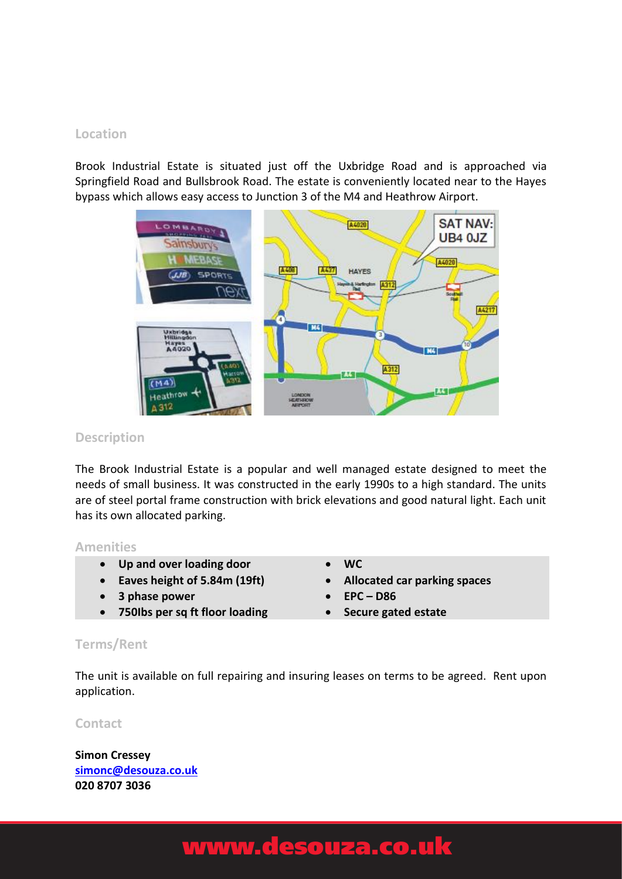## Location

Brook Industrial Estate is situated just off the Uxbridge Road and is approached via Springfield Road and Bullsbrook Road. The estate is conveniently located near to the Hayes bypass which allows easy access to Junction 3 of the M4 and Heathrow Airport.

## Description

The Brook Industrial Estate is a popular and well managed estate designed to meet the needs of small business. It was constructed in the early 1990s to a high standard. The units are of steel portal frame construction with brick elevations and good natural light. Each unit has its own allocated parking.

## Amenities

- **Up and over loading door**
- **Eaves height of 5.84m (19ft)**
- **3 phase power**
- **750lbs per sq ft floor loading**
- **WC**
- **Allocated car parking spaces**
- **EPC – D86**
- **Secure gated estate**

## Terms/Rent

The unit is available on full repairing and insuring leases on terms to be agreed. Rent upon application.

## Contact

**Simon Cressey**
**simonc@desouza.co.uk**
**020 8707 3036**

**www.desouza.co.uk**